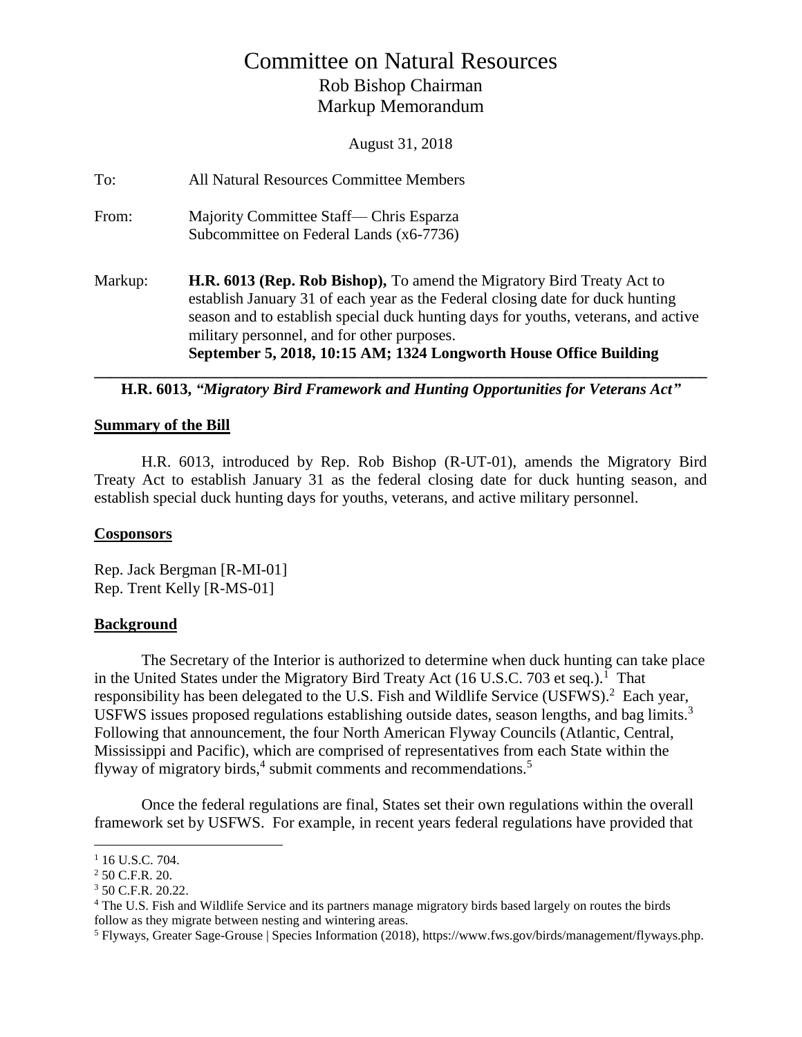# Committee on Natural Resources

## Rob Bishop Chairman
## Markup Memorandum

August 31, 2018

To: All Natural Resources Committee Members

From: Majority Committee Staff— Chris Esparza
Subcommittee on Federal Lands (x6-7736)

Markup: **H.R. 6013 (Rep. Rob Bishop),** To amend the Migratory Bird Treaty Act to establish January 31 of each year as the Federal closing date for duck hunting season and to establish special duck hunting days for youths, veterans, and active military personnel, and for other purposes.
**September 5, 2018, 10:15 AM; 1324 Longworth House Office Building**

---

**H.R. 6013, *"Migratory Bird Framework and Hunting Opportunities for Veterans Act"***

**Summary of the Bill**

H.R. 6013, introduced by Rep. Rob Bishop (R-UT-01), amends the Migratory Bird Treaty Act to establish January 31 as the federal closing date for duck hunting season, and establish special duck hunting days for youths, veterans, and active military personnel.

**Cosponsors**

Rep. Jack Bergman [R-MI-01]
Rep. Trent Kelly [R-MS-01]

**Background**

The Secretary of the Interior is authorized to determine when duck hunting can take place in the United States under the Migratory Bird Treaty Act (16 U.S.C. 703 et seq.).[1] That responsibility has been delegated to the U.S. Fish and Wildlife Service (USFWS).[2] Each year, USFWS issues proposed regulations establishing outside dates, season lengths, and bag limits.[3] Following that announcement, the four North American Flyway Councils (Atlantic, Central, Mississippi and Pacific), which are comprised of representatives from each State within the flyway of migratory birds,[4] submit comments and recommendations.[5]

Once the federal regulations are final, States set their own regulations within the overall framework set by USFWS. For example, in recent years federal regulations have provided that

---

[1] 16 U.S.C. 704.
[2] 50 C.F.R. 20.
[3] 50 C.F.R. 20.22.
[4] The U.S. Fish and Wildlife Service and its partners manage migratory birds based largely on routes the birds follow as they migrate between nesting and wintering areas.
[5] Flyways, Greater Sage-Grouse | Species Information (2018), https://www.fws.gov/birds/management/flyways.php.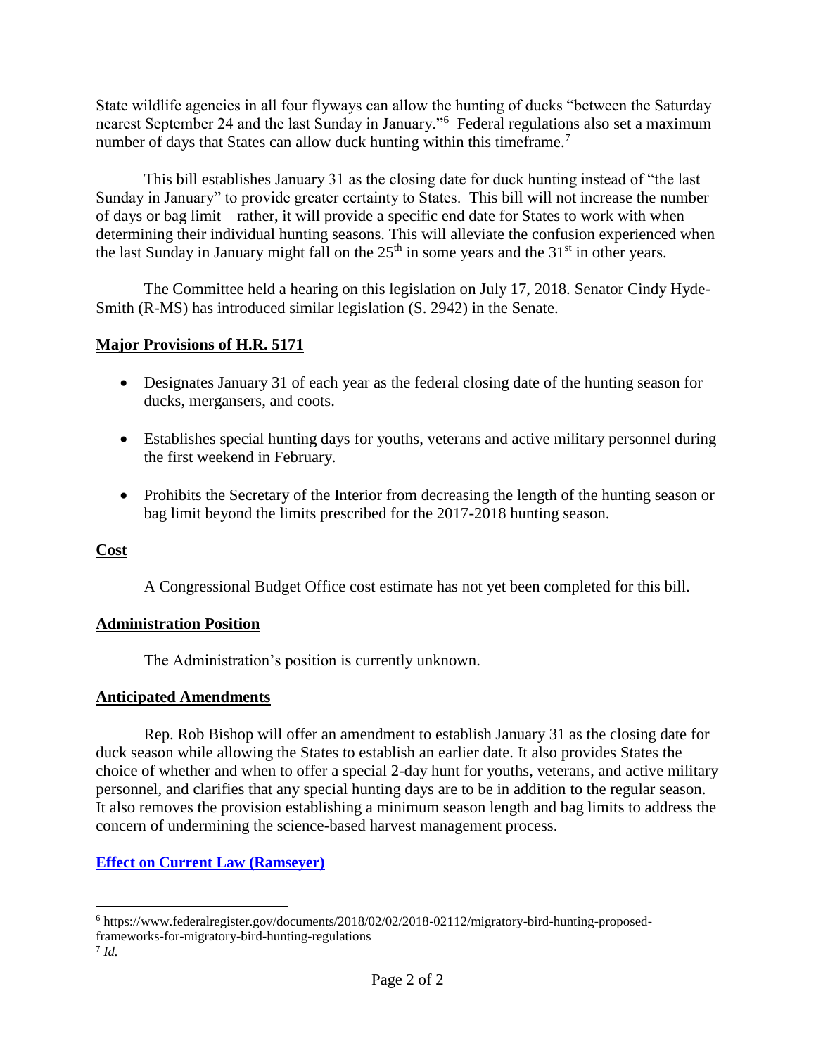State wildlife agencies in all four flyways can allow the hunting of ducks "between the Saturday nearest September 24 and the last Sunday in January."[6] Federal regulations also set a maximum number of days that States can allow duck hunting within this timeframe.[7]

This bill establishes January 31 as the closing date for duck hunting instead of "the last Sunday in January" to provide greater certainty to States. This bill will not increase the number of days or bag limit – rather, it will provide a specific end date for States to work with when determining their individual hunting seasons. This will alleviate the confusion experienced when the last Sunday in January might fall on the 25th in some years and the 31st in other years.

The Committee held a hearing on this legislation on July 17, 2018. Senator Cindy Hyde-Smith (R-MS) has introduced similar legislation (S. 2942) in the Senate.

## Major Provisions of H.R. 5171

- Designates January 31 of each year as the federal closing date of the hunting season for ducks, mergansers, and coots.
- Establishes special hunting days for youths, veterans and active military personnel during the first weekend in February.
- Prohibits the Secretary of the Interior from decreasing the length of the hunting season or bag limit beyond the limits prescribed for the 2017-2018 hunting season.

## Cost

A Congressional Budget Office cost estimate has not yet been completed for this bill.

## Administration Position

The Administration's position is currently unknown.

## Anticipated Amendments

Rep. Rob Bishop will offer an amendment to establish January 31 as the closing date for duck season while allowing the States to establish an earlier date. It also provides States the choice of whether and when to offer a special 2-day hunt for youths, veterans, and active military personnel, and clarifies that any special hunting days are to be in addition to the regular season. It also removes the provision establishing a minimum season length and bag limits to address the concern of undermining the science-based harvest management process.

## Effect on Current Law (Ramseyer)

---

[6] https://www.federalregister.gov/documents/2018/02/02/2018-02112/migratory-bird-hunting-proposed-frameworks-for-migratory-bird-hunting-regulations

[7] *Id.*